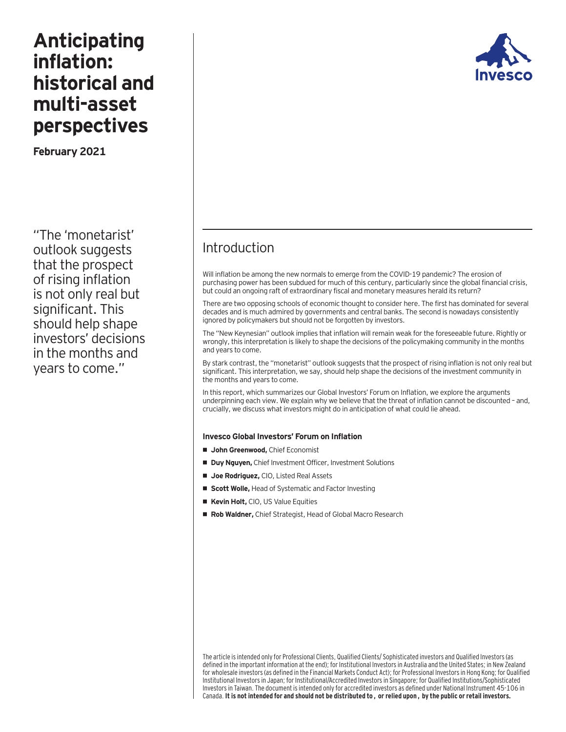# Anticipating inflation: historical and multi-asset perspectives

**February 2021**

"The 'monetarist' outlook suggests that the prospect of rising inflation is not only real but significant. This should help shape investors' decisions in the months and years to come."

## Introduction

Will inflation be among the new normals to emerge from the COVID-19 pandemic? The erosion of purchasing power has been subdued for much of this century, particularly since the global financial crisis, but could an ongoing raft of extraordinary fiscal and monetary measures herald its return?

There are two opposing schools of economic thought to consider here. The first has dominated for several decades and is much admired by governments and central banks. The second is nowadays consistently ignored by policymakers but should not be forgotten by investors.

The "New Keynesian" outlook implies that inflation will remain weak for the foreseeable future. Rightly or wrongly, this interpretation is likely to shape the decisions of the policymaking community in the months and years to come.

By stark contrast, the "monetarist" outlook suggests that the prospect of rising inflation is not only real but significant. This interpretation, we say, should help shape the decisions of the investment community in the months and years to come.

In this report, which summarizes our Global Investors' Forum on Inflation, we explore the arguments underpinning each view. We explain why we believe that the threat of inflation cannot be discounted – and, crucially, we discuss what investors might do in anticipation of what could lie ahead.

#### Invesco Global Investors' Forum on Inflation

- **John Greenwood,** Chief Economist
- **Duy Nguyen,** Chief Investment Officer, Investment Solutions
- **Joe Rodriguez,** CIO, Listed Real Assets
- **Scott Wolle,** Head of Systematic and Factor Investing
- **Kevin Holt,** CIO, US Value Equities
- **Rob Waldner,** Chief Strategist, Head of Global Macro Research

The article is intended only for Professional Clients, Qualified Clients/ Sophisticated investors and Qualified Investors (as defined in the important information at the end); for Institutional Investors in Australia and the United States; in New Zealand for wholesale investors (as defined in the Financial Markets Conduct Act); for Professional Investors in Hong Kong; for Qualified Institutional Investors in Japan; for Institutional/Accredited Investors in Singapore; for Qualified Institutions/Sophisticated Investors in Taiwan. The document is intended only for accredited investors as defined under National Instrument 45-106 in Canada. **It is not intended for and should not be distributed to , or relied upon , by the public or retail investors.**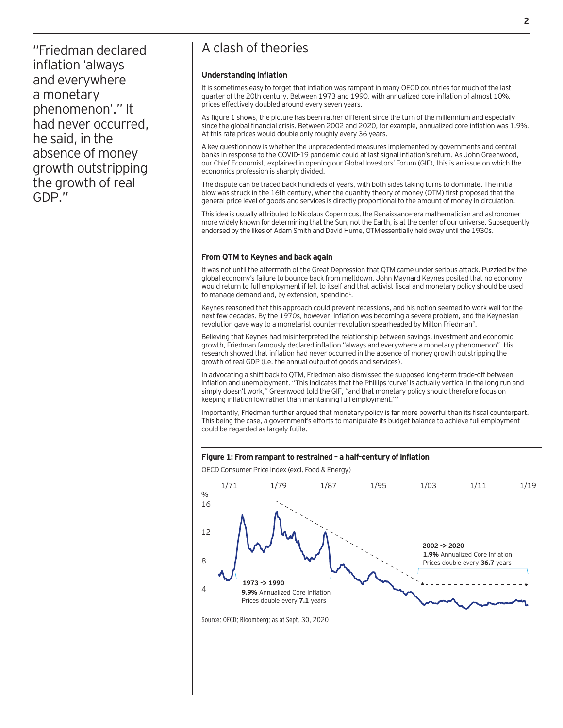"Friedman declared inflation 'always and everywhere a monetary phenomenon'." It had never occurred, he said, in the absence of money growth outstripping the growth of real GDP."

# A clash of theories

**Understanding inflation**

It is sometimes easy to forget that inflation was rampant in many OECD countries for much of the last quarter of the 20th century. Between 1973 and 1990, with annualized core inflation of almost 10%, prices effectively doubled around every seven years.

As figure 1 shows, the picture has been rather different since the turn of the millennium and especially since the global financial crisis. Between 2002 and 2020, for example, annualized core inflation was 1.9%. At this rate prices would double only roughly every 36 years.

A key question now is whether the unprecedented measures implemented by governments and central banks in response to the COVID-19 pandemic could at last signal inflation's return. As John Greenwood, our Chief Economist, explained in opening our Global Investors' Forum (GIF), this is an issue on which the economics profession is sharply divided.

The dispute can be traced back hundreds of years, with both sides taking turns to dominate. The initial blow was struck in the 16th century, when the quantity theory of money (QTM) first proposed that the general price level of goods and services is directly proportional to the amount of money in circulation.

This idea is usually attributed to Nicolaus Copernicus, the Renaissance-era mathematician and astronomer more widely known for determining that the Sun, not the Earth, is at the center of our universe. Subsequently endorsed by the likes of Adam Smith and David Hume, QTM essentially held sway until the 1930s.

**From QTM to Keynes and back again**

It was not until the aftermath of the Great Depression that QTM came under serious attack. Puzzled by the global economy's failure to bounce back from meltdown, John Maynard Keynes posited that no economy would return to full employment if left to itself and that activist fiscal and monetary policy should be used to manage demand and, by extension, spending[1].

Keynes reasoned that this approach could prevent recessions, and his notion seemed to work well for the next few decades. By the 1970s, however, inflation was becoming a severe problem, and the Keynesian revolution gave way to a monetarist counter-revolution spearheaded by Milton Friedman[2].

Believing that Keynes had misinterpreted the relationship between savings, investment and economic growth, Friedman famously declared inflation "always and everywhere a monetary phenomenon". His research showed that inflation had never occurred in the absence of money growth outstripping the growth of real GDP (i.e. the annual output of goods and services).

In advocating a shift back to QTM, Friedman also dismissed the supposed long-term trade-off between inflation and unemployment. "This indicates that the Phillips 'curve' is actually vertical in the long run and simply doesn't work," Greenwood told the GIF, "and that monetary policy should therefore focus on keeping inflation low rather than maintaining full employment."[3]

Importantly, Friedman further argued that monetary policy is far more powerful than its fiscal counterpart. This being the case, a government's efforts to manipulate its budget balance to achieve full employment could be regarded as largely futile.

**Figure 1: From rampant to restrained – a half-century of inflation**

OECD Consumer Price Index (excl. Food & Energy)

- 1973 -> 1990: **9.9%** Annualized Core Inflation; Prices double every **7.1** years
- 2002 -> 2020: **1.9%** Annualized Core Inflation; Prices double every **36.7** years

Source: OECD; Bloomberg; as at Sept. 30, 2020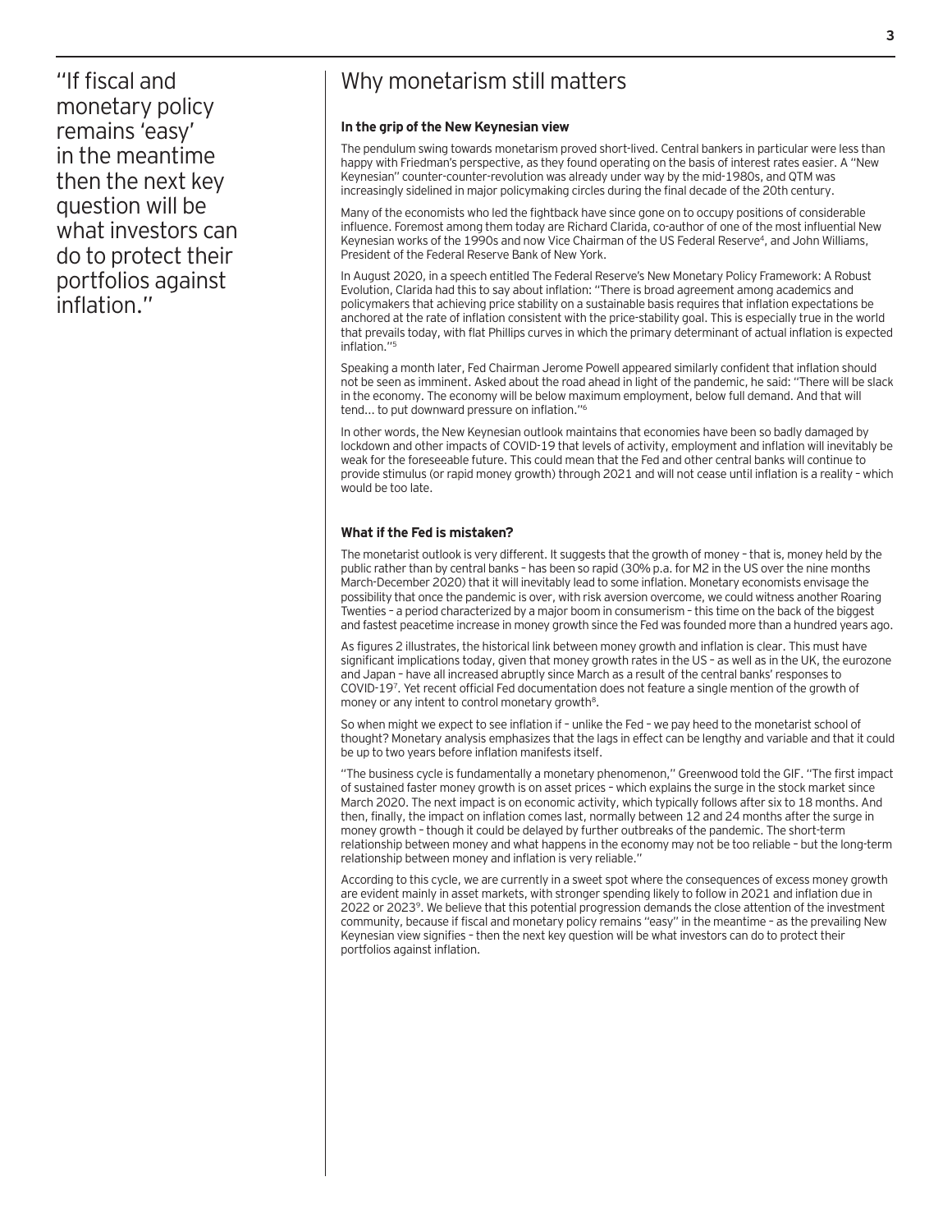> "If fiscal and monetary policy remains 'easy' in the meantime then the next key question will be what investors can do to protect their portfolios against inflation."

# Why monetarism still matters

**In the grip of the New Keynesian view**

The pendulum swing towards monetarism proved short-lived. Central bankers in particular were less than happy with Friedman's perspective, as they found operating on the basis of interest rates easier. A "New Keynesian" counter-counter-revolution was already under way by the mid-1980s, and QTM was increasingly sidelined in major policymaking circles during the final decade of the 20th century.

Many of the economists who led the fightback have since gone on to occupy positions of considerable influence. Foremost among them today are Richard Clarida, co-author of one of the most influential New Keynesian works of the 1990s and now Vice Chairman of the US Federal Reserve[4], and John Williams, President of the Federal Reserve Bank of New York.

In August 2020, in a speech entitled The Federal Reserve's New Monetary Policy Framework: A Robust Evolution, Clarida had this to say about inflation: "There is broad agreement among academics and policymakers that achieving price stability on a sustainable basis requires that inflation expectations be anchored at the rate of inflation consistent with the price-stability goal. This is especially true in the world that prevails today, with flat Phillips curves in which the primary determinant of actual inflation is expected inflation."[5]

Speaking a month later, Fed Chairman Jerome Powell appeared similarly confident that inflation should not be seen as imminent. Asked about the road ahead in light of the pandemic, he said: "There will be slack in the economy. The economy will be below maximum employment, below full demand. And that will tend... to put downward pressure on inflation."[6]

In other words, the New Keynesian outlook maintains that economies have been so badly damaged by lockdown and other impacts of COVID-19 that levels of activity, employment and inflation will inevitably be weak for the foreseeable future. This could mean that the Fed and other central banks will continue to provide stimulus (or rapid money growth) through 2021 and will not cease until inflation is a reality – which would be too late.

**What if the Fed is mistaken?**

The monetarist outlook is very different. It suggests that the growth of money – that is, money held by the public rather than by central banks – has been so rapid (30% p.a. for M2 in the US over the nine months March-December 2020) that it will inevitably lead to some inflation. Monetary economists envisage the possibility that once the pandemic is over, with risk aversion overcome, we could witness another Roaring Twenties – a period characterized by a major boom in consumerism – this time on the back of the biggest and fastest peacetime increase in money growth since the Fed was founded more than a hundred years ago.

As figures 2 illustrates, the historical link between money growth and inflation is clear. This must have significant implications today, given that money growth rates in the US – as well as in the UK, the eurozone and Japan – have all increased abruptly since March as a result of the central banks' responses to COVID-19[7]. Yet recent official Fed documentation does not feature a single mention of the growth of money or any intent to control monetary growth[8].

So when might we expect to see inflation if – unlike the Fed – we pay heed to the monetarist school of thought? Monetary analysis emphasizes that the lags in effect can be lengthy and variable and that it could be up to two years before inflation manifests itself.

"The business cycle is fundamentally a monetary phenomenon," Greenwood told the GIF. "The first impact of sustained faster money growth is on asset prices – which explains the surge in the stock market since March 2020. The next impact is on economic activity, which typically follows after six to 18 months. And then, finally, the impact on inflation comes last, normally between 12 and 24 months after the surge in money growth – though it could be delayed by further outbreaks of the pandemic. The short-term relationship between money and what happens in the economy may not be too reliable – but the long-term relationship between money and inflation is very reliable."

According to this cycle, we are currently in a sweet spot where the consequences of excess money growth are evident mainly in asset markets, with stronger spending likely to follow in 2021 and inflation due in 2022 or 2023[9]. We believe that this potential progression demands the close attention of the investment community, because if fiscal and monetary policy remains "easy" in the meantime – as the prevailing New Keynesian view signifies – then the next key question will be what investors can do to protect their portfolios against inflation.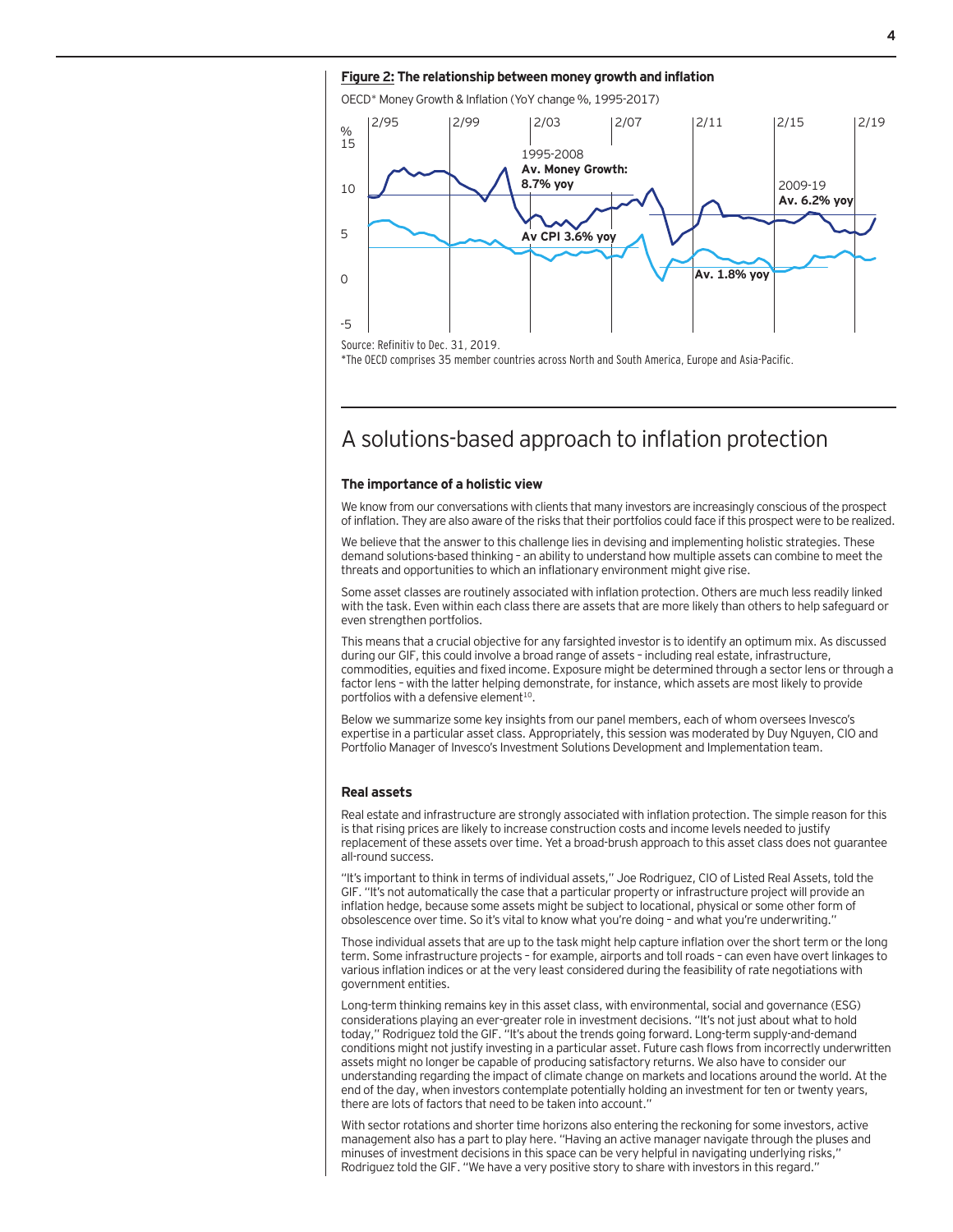**Figure 2: The relationship between money growth and inflation**

OECD* Money Growth & Inflation (YoY change %, 1995-2017)

Source: Refinitiv to Dec. 31, 2019.

*The OECD comprises 35 member countries across North and South America, Europe and Asia-Pacific.

## A solutions-based approach to inflation protection

### The importance of a holistic view

We know from our conversations with clients that many investors are increasingly conscious of the prospect of inflation. They are also aware of the risks that their portfolios could face if this prospect were to be realized.

We believe that the answer to this challenge lies in devising and implementing holistic strategies. These demand solutions-based thinking – an ability to understand how multiple assets can combine to meet the threats and opportunities to which an inflationary environment might give rise.

Some asset classes are routinely associated with inflation protection. Others are much less readily linked with the task. Even within each class there are assets that are more likely than others to help safeguard or even strengthen portfolios.

This means that a crucial objective for any farsighted investor is to identify an optimum mix. As discussed during our GIF, this could involve a broad range of assets – including real estate, infrastructure, commodities, equities and fixed income. Exposure might be determined through a sector lens or through a factor lens – with the latter helping demonstrate, for instance, which assets are most likely to provide portfolios with a defensive element[10].

Below we summarize some key insights from our panel members, each of whom oversees Invesco's expertise in a particular asset class. Appropriately, this session was moderated by Duy Nguyen, CIO and Portfolio Manager of Invesco's Investment Solutions Development and Implementation team.

### Real assets

Real estate and infrastructure are strongly associated with inflation protection. The simple reason for this is that rising prices are likely to increase construction costs and income levels needed to justify replacement of these assets over time. Yet a broad-brush approach to this asset class does not guarantee all-round success.

"It's important to think in terms of individual assets," Joe Rodriguez, CIO of Listed Real Assets, told the GIF. "It's not automatically the case that a particular property or infrastructure project will provide an inflation hedge, because some assets might be subject to locational, physical or some other form of obsolescence over time. So it's vital to know what you're doing – and what you're underwriting."

Those individual assets that are up to the task might help capture inflation over the short term or the long term. Some infrastructure projects – for example, airports and toll roads – can even have overt linkages to various inflation indices or at the very least considered during the feasibility of rate negotiations with government entities.

Long-term thinking remains key in this asset class, with environmental, social and governance (ESG) considerations playing an ever-greater role in investment decisions. "It's not just about what to hold today," Rodriguez told the GIF. "It's about the trends going forward. Long-term supply-and-demand conditions might not justify investing in a particular asset. Future cash flows from incorrectly underwritten assets might no longer be capable of producing satisfactory returns. We also have to consider our understanding regarding the impact of climate change on markets and locations around the world. At the end of the day, when investors contemplate potentially holding an investment for ten or twenty years, there are lots of factors that need to be taken into account."

With sector rotations and shorter time horizons also entering the reckoning for some investors, active management also has a part to play here. "Having an active manager navigate through the pluses and minuses of investment decisions in this space can be very helpful in navigating underlying risks," Rodriguez told the GIF. "We have a very positive story to share with investors in this regard."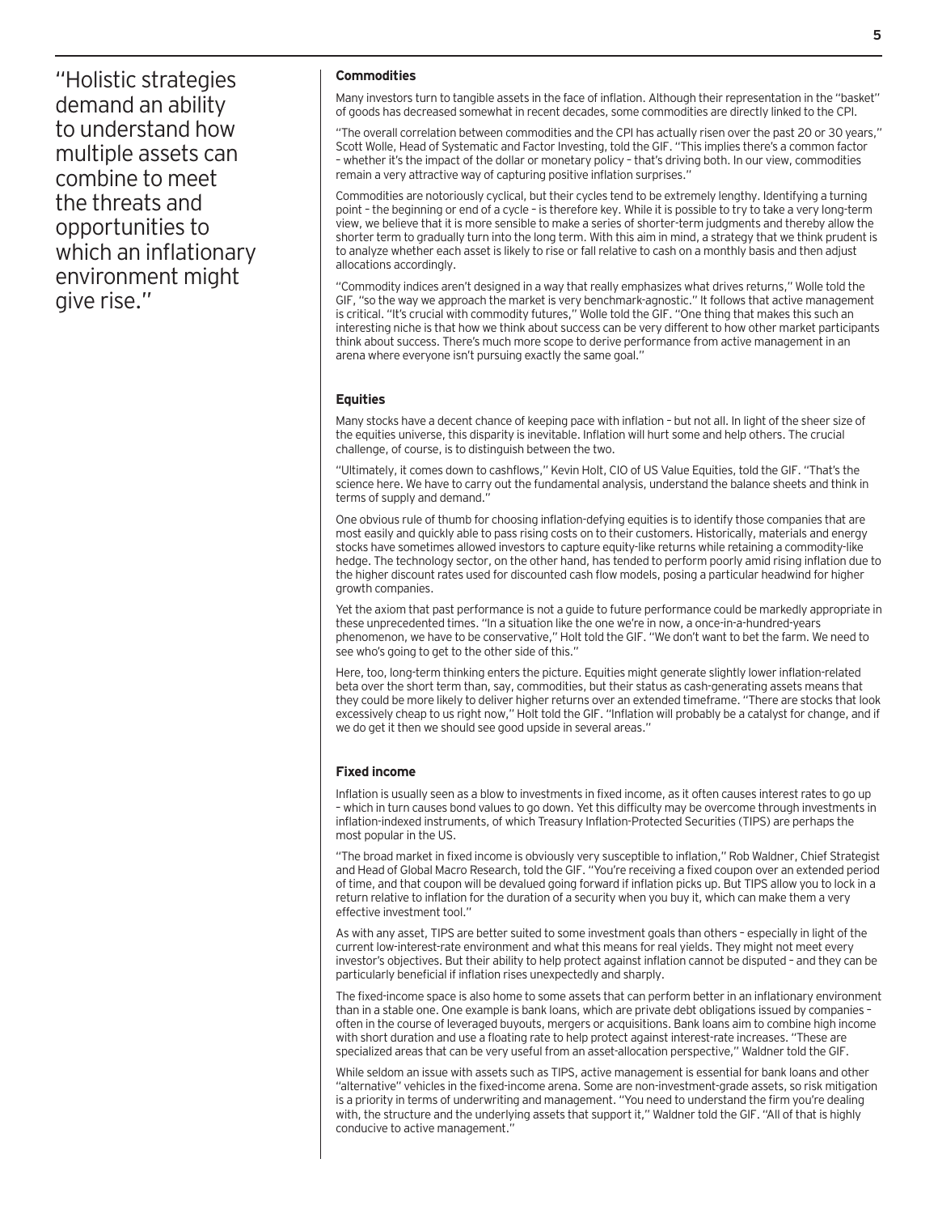> "Holistic strategies demand an ability to understand how multiple assets can combine to meet the threats and opportunities to which an inflationary environment might give rise."

### Commodities

Many investors turn to tangible assets in the face of inflation. Although their representation in the "basket" of goods has decreased somewhat in recent decades, some commodities are directly linked to the CPI.

"The overall correlation between commodities and the CPI has actually risen over the past 20 or 30 years," Scott Wolle, Head of Systematic and Factor Investing, told the GIF. "This implies there's a common factor – whether it's the impact of the dollar or monetary policy – that's driving both. In our view, commodities remain a very attractive way of capturing positive inflation surprises."

Commodities are notoriously cyclical, but their cycles tend to be extremely lengthy. Identifying a turning point – the beginning or end of a cycle – is therefore key. While it is possible to try to take a very long-term view, we believe that it is more sensible to make a series of shorter-term judgments and thereby allow the shorter term to gradually turn into the long term. With this aim in mind, a strategy that we think prudent is to analyze whether each asset is likely to rise or fall relative to cash on a monthly basis and then adjust allocations accordingly.

"Commodity indices aren't designed in a way that really emphasizes what drives returns," Wolle told the GIF, "so the way we approach the market is very benchmark-agnostic." It follows that active management is critical. "It's crucial with commodity futures," Wolle told the GIF. "One thing that makes this such an interesting niche is that how we think about success can be very different to how other market participants think about success. There's much more scope to derive performance from active management in an arena where everyone isn't pursuing exactly the same goal."

### Equities

Many stocks have a decent chance of keeping pace with inflation – but not all. In light of the sheer size of the equities universe, this disparity is inevitable. Inflation will hurt some and help others. The crucial challenge, of course, is to distinguish between the two.

"Ultimately, it comes down to cashflows," Kevin Holt, CIO of US Value Equities, told the GIF. "That's the science here. We have to carry out the fundamental analysis, understand the balance sheets and think in terms of supply and demand."

One obvious rule of thumb for choosing inflation-defying equities is to identify those companies that are most easily and quickly able to pass rising costs on to their customers. Historically, materials and energy stocks have sometimes allowed investors to capture equity-like returns while retaining a commodity-like hedge. The technology sector, on the other hand, has tended to perform poorly amid rising inflation due to the higher discount rates used for discounted cash flow models, posing a particular headwind for higher growth companies.

Yet the axiom that past performance is not a guide to future performance could be markedly appropriate in these unprecedented times. "In a situation like the one we're in now, a once-in-a-hundred-years phenomenon, we have to be conservative," Holt told the GIF. "We don't want to bet the farm. We need to see who's going to get to the other side of this."

Here, too, long-term thinking enters the picture. Equities might generate slightly lower inflation-related beta over the short term than, say, commodities, but their status as cash-generating assets means that they could be more likely to deliver higher returns over an extended timeframe. "There are stocks that look excessively cheap to us right now," Holt told the GIF. "Inflation will probably be a catalyst for change, and if we do get it then we should see good upside in several areas."

### Fixed income

Inflation is usually seen as a blow to investments in fixed income, as it often causes interest rates to go up – which in turn causes bond values to go down. Yet this difficulty may be overcome through investments in inflation-indexed instruments, of which Treasury Inflation-Protected Securities (TIPS) are perhaps the most popular in the US.

"The broad market in fixed income is obviously very susceptible to inflation," Rob Waldner, Chief Strategist and Head of Global Macro Research, told the GIF. "You're receiving a fixed coupon over an extended period of time, and that coupon will be devalued going forward if inflation picks up. But TIPS allow you to lock in a return relative to inflation for the duration of a security when you buy it, which can make them a very effective investment tool."

As with any asset, TIPS are better suited to some investment goals than others – especially in light of the current low-interest-rate environment and what this means for real yields. They might not meet every investor's objectives. But their ability to help protect against inflation cannot be disputed – and they can be particularly beneficial if inflation rises unexpectedly and sharply.

The fixed-income space is also home to some assets that can perform better in an inflationary environment than in a stable one. One example is bank loans, which are private debt obligations issued by companies – often in the course of leveraged buyouts, mergers or acquisitions. Bank loans aim to combine high income with short duration and use a floating rate to help protect against interest-rate increases. "These are specialized areas that can be very useful from an asset-allocation perspective," Waldner told the GIF.

While seldom an issue with assets such as TIPS, active management is essential for bank loans and other "alternative" vehicles in the fixed-income arena. Some are non-investment-grade assets, so risk mitigation is a priority in terms of underwriting and management. "You need to understand the firm you're dealing with, the structure and the underlying assets that support it," Waldner told the GIF. "All of that is highly conducive to active management."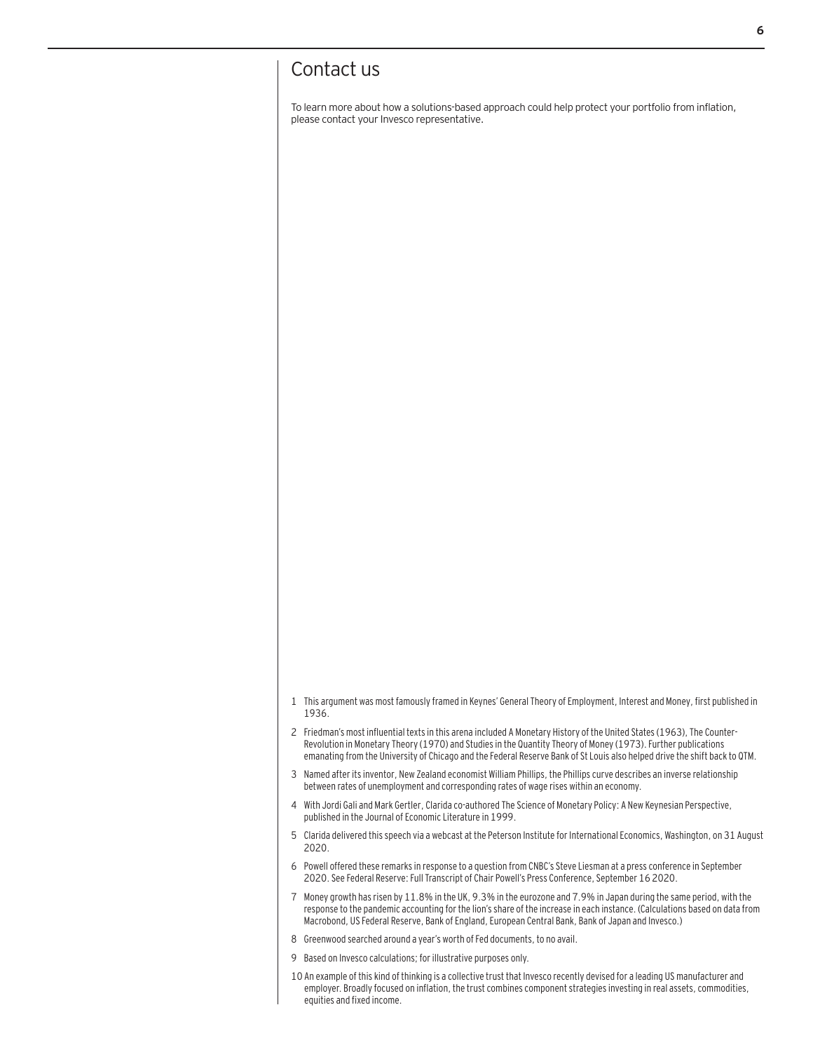## Contact us

To learn more about how a solutions-based approach could help protect your portfolio from inflation, please contact your Invesco representative.

1. This argument was most famously framed in Keynes' General Theory of Employment, Interest and Money, first published in 1936.
2. Friedman's most influential texts in this arena included A Monetary History of the United States (1963), The Counter-Revolution in Monetary Theory (1970) and Studies in the Quantity Theory of Money (1973). Further publications emanating from the University of Chicago and the Federal Reserve Bank of St Louis also helped drive the shift back to QTM.
3. Named after its inventor, New Zealand economist William Phillips, the Phillips curve describes an inverse relationship between rates of unemployment and corresponding rates of wage rises within an economy.
4. With Jordi Gali and Mark Gertler, Clarida co-authored The Science of Monetary Policy: A New Keynesian Perspective, published in the Journal of Economic Literature in 1999.
5. Clarida delivered this speech via a webcast at the Peterson Institute for International Economics, Washington, on 31 August 2020.
6. Powell offered these remarks in response to a question from CNBC's Steve Liesman at a press conference in September 2020. See Federal Reserve: Full Transcript of Chair Powell's Press Conference, September 16 2020.
7. Money growth has risen by 11.8% in the UK, 9.3% in the eurozone and 7.9% in Japan during the same period, with the response to the pandemic accounting for the lion's share of the increase in each instance. (Calculations based on data from Macrobond, US Federal Reserve, Bank of England, European Central Bank, Bank of Japan and Invesco.)
8. Greenwood searched around a year's worth of Fed documents, to no avail.
9. Based on Invesco calculations; for illustrative purposes only.
10. An example of this kind of thinking is a collective trust that Invesco recently devised for a leading US manufacturer and employer. Broadly focused on inflation, the trust combines component strategies investing in real assets, commodities, equities and fixed income.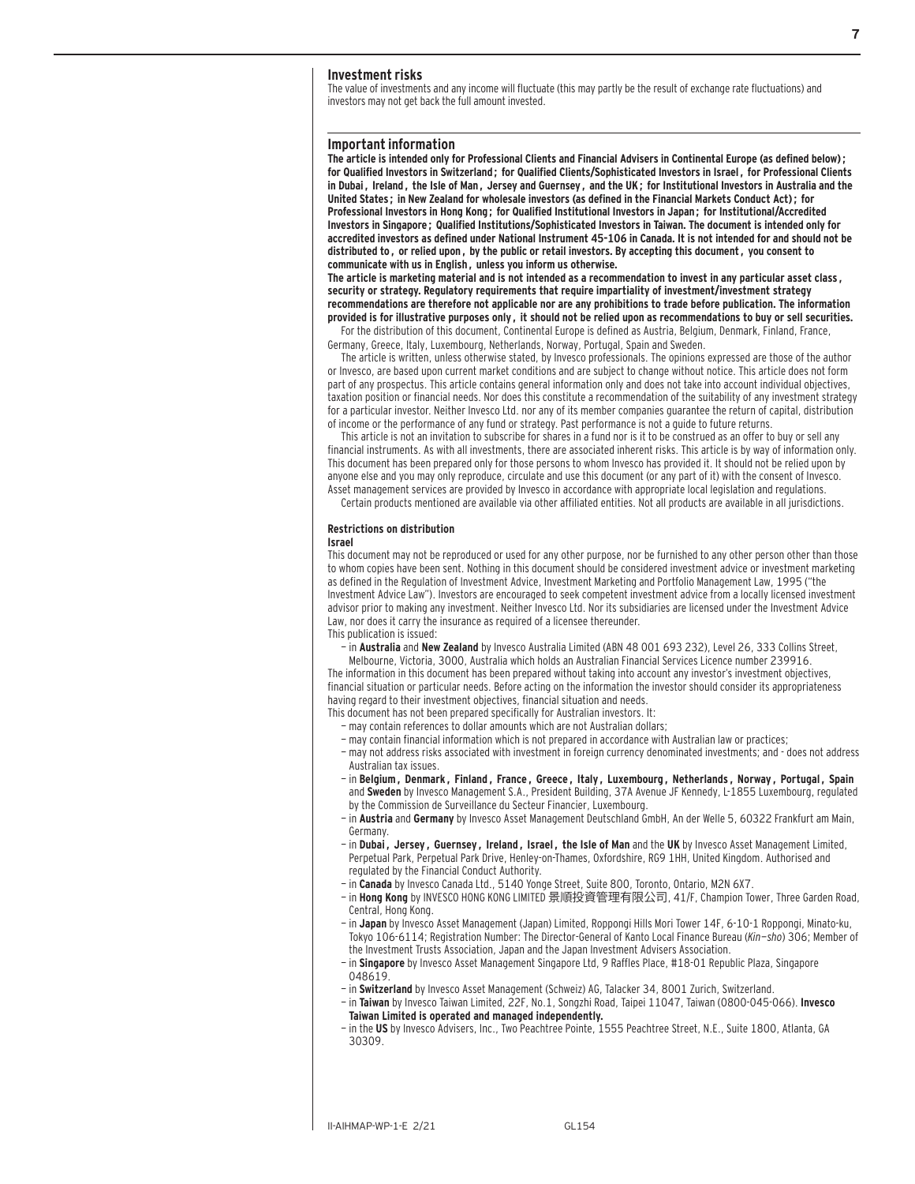## Investment risks

The value of investments and any income will fluctuate (this may partly be the result of exchange rate fluctuations) and investors may not get back the full amount invested.

## Important information

**The article is intended only for Professional Clients and Financial Advisers in Continental Europe (as defined below); for Qualified Investors in Switzerland; for Qualified Clients/Sophisticated Investors in Israel, for Professional Clients in Dubai, Ireland, the Isle of Man, Jersey and Guernsey, and the UK; for Institutional Investors in Australia and the United States; in New Zealand for wholesale investors (as defined in the Financial Markets Conduct Act); for Professional Investors in Hong Kong; for Qualified Institutional Investors in Japan; for Institutional/Accredited Investors in Singapore; Qualified Institutions/Sophisticated Investors in Taiwan. The document is intended only for accredited investors as defined under National Instrument 45-106 in Canada. It is not intended for and should not be distributed to, or relied upon, by the public or retail investors. By accepting this document, you consent to communicate with us in English, unless you inform us otherwise.**

**The article is marketing material and is not intended as a recommendation to invest in any particular asset class, security or strategy. Regulatory requirements that require impartiality of investment/investment strategy recommendations are therefore not applicable nor are any prohibitions to trade before publication. The information provided is for illustrative purposes only, it should not be relied upon as recommendations to buy or sell securities.**

For the distribution of this document, Continental Europe is defined as Austria, Belgium, Denmark, Finland, France, Germany, Greece, Italy, Luxembourg, Netherlands, Norway, Portugal, Spain and Sweden.

The article is written, unless otherwise stated, by Invesco professionals. The opinions expressed are those of the author or Invesco, are based upon current market conditions and are subject to change without notice. This article does not form part of any prospectus. This article contains general information only and does not take into account individual objectives, taxation position or financial needs. Nor does this constitute a recommendation of the suitability of any investment strategy for a particular investor. Neither Invesco Ltd. nor any of its member companies guarantee the return of capital, distribution of income or the performance of any fund or strategy. Past performance is not a guide to future returns.

This article is not an invitation to subscribe for shares in a fund nor is it to be construed as an offer to buy or sell any financial instruments. As with all investments, there are associated inherent risks. This article is by way of information only. This document has been prepared only for those persons to whom Invesco has provided it. It should not be relied upon by anyone else and you may only reproduce, circulate and use this document (or any part of it) with the consent of Invesco. Asset management services are provided by Invesco in accordance with appropriate local legislation and regulations.

Certain products mentioned are available via other affiliated entities. Not all products are available in all jurisdictions.

#### Restrictions on distribution

**Israel**

This document may not be reproduced or used for any other purpose, nor be furnished to any other person other than those to whom copies have been sent. Nothing in this document should be considered investment advice or investment marketing as defined in the Regulation of Investment Advice, Investment Marketing and Portfolio Management Law, 1995 ("the Investment Advice Law"). Investors are encouraged to seek competent investment advice from a locally licensed investment advisor prior to making any investment. Neither Invesco Ltd. Nor its subsidiaries are licensed under the Investment Advice Law, nor does it carry the insurance as required of a licensee thereunder.

This publication is issued:

- in **Australia** and **New Zealand** by Invesco Australia Limited (ABN 48 001 693 232), Level 26, 333 Collins Street, Melbourne, Victoria, 3000, Australia which holds an Australian Financial Services Licence number 239916.

The information in this document has been prepared without taking into account any investor's investment objectives, financial situation or particular needs. Before acting on the information the investor should consider its appropriateness having regard to their investment objectives, financial situation and needs.

This document has not been prepared specifically for Australian investors. It:

- may contain references to dollar amounts which are not Australian dollars;
- may contain financial information which is not prepared in accordance with Australian law or practices;
- may not address risks associated with investment in foreign currency denominated investments; and - does not address Australian tax issues.
- in **Belgium, Denmark, Finland, France, Greece, Italy, Luxembourg, Netherlands, Norway, Portugal, Spain** and **Sweden** by Invesco Management S.A., President Building, 37A Avenue JF Kennedy, L-1855 Luxembourg, regulated by the Commission de Surveillance du Secteur Financier, Luxembourg.
- in **Austria** and **Germany** by Invesco Asset Management Deutschland GmbH, An der Welle 5, 60322 Frankfurt am Main, Germany.
- in **Dubai, Jersey, Guernsey, Ireland, Israel, the Isle of Man** and the **UK** by Invesco Asset Management Limited, Perpetual Park, Perpetual Park Drive, Henley-on-Thames, Oxfordshire, RG9 1HH, United Kingdom. Authorised and regulated by the Financial Conduct Authority.
- in **Canada** by Invesco Canada Ltd., 5140 Yonge Street, Suite 800, Toronto, Ontario, M2N 6X7.
- in **Hong Kong** by INVESCO HONG KONG LIMITED 景順投資管理有限公司, 41/F, Champion Tower, Three Garden Road, Central, Hong Kong.
- in **Japan** by Invesco Asset Management (Japan) Limited, Roppongi Hills Mori Tower 14F, 6-10-1 Roppongi, Minato-ku, Tokyo 106-6114; Registration Number: The Director-General of Kanto Local Finance Bureau (*Kin–sho*) 306; Member of the Investment Trusts Association, Japan and the Japan Investment Advisers Association.
- in **Singapore** by Invesco Asset Management Singapore Ltd, 9 Raffles Place, #18-01 Republic Plaza, Singapore 048619.
- in **Switzerland** by Invesco Asset Management (Schweiz) AG, Talacker 34, 8001 Zurich, Switzerland.
- in **Taiwan** by Invesco Taiwan Limited, 22F, No.1, Songzhi Road, Taipei 11047, Taiwan (0800-045-066). **Invesco Taiwan Limited is operated and managed independently.**
- in the **US** by Invesco Advisers, Inc., Two Peachtree Pointe, 1555 Peachtree Street, N.E., Suite 1800, Atlanta, GA 30309.

II-AIHMAP-WP-1-E 2/21 GL154